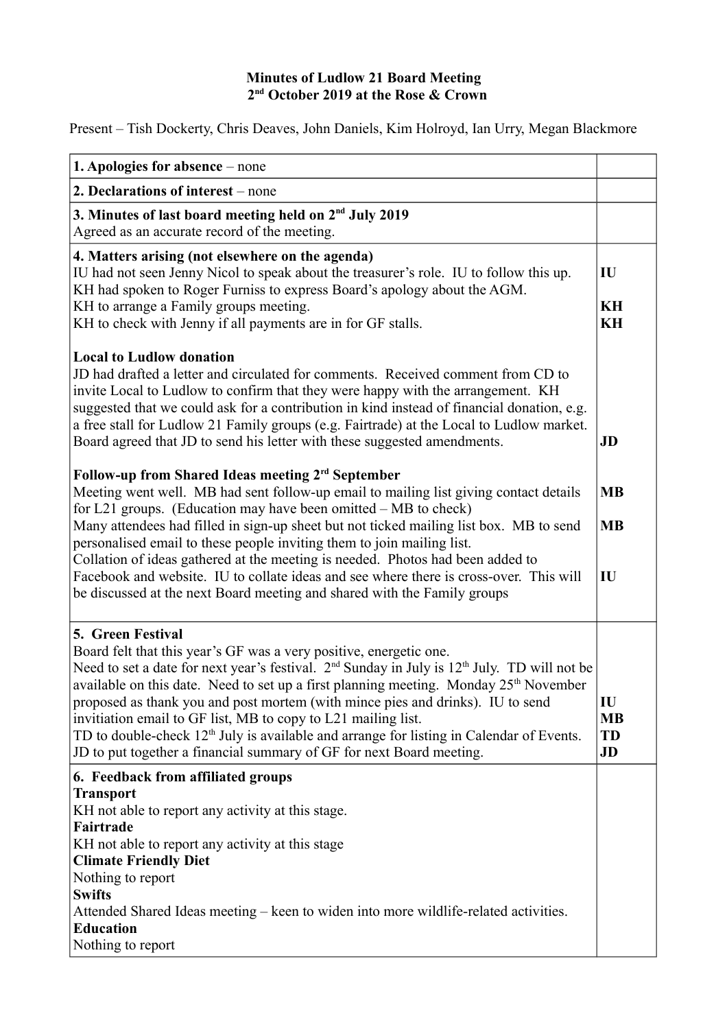**Minutes of Ludlow 21 Board Meeting**
**2nd October 2019 at the Rose & Crown**

Present – Tish Dockerty, Chris Deaves, John Daniels, Kim Holroyd, Ian Urry, Megan Blackmore

| | |
|---|---|
| **1. Apologies for absence** – none | |
| **2. Declarations of interest** – none | |
| **3. Minutes of last board meeting held on 2nd July 2019**<br>Agreed as an accurate record of the meeting. | |
| **4. Matters arising (not elsewhere on the agenda)**<br>IU had not seen Jenny Nicol to speak about the treasurer's role. IU to follow this up.<br>KH had spoken to Roger Furniss to express Board's apology about the AGM.<br>KH to arrange a Family groups meeting.<br>KH to check with Jenny if all payments are in for GF stalls.<br><br>**Local to Ludlow donation**<br>JD had drafted a letter and circulated for comments. Received comment from CD to invite Local to Ludlow to confirm that they were happy with the arrangement. KH suggested that we could ask for a contribution in kind instead of financial donation, e.g. a free stall for Ludlow 21 Family groups (e.g. Fairtrade) at the Local to Ludlow market. Board agreed that JD to send his letter with these suggested amendments.<br><br>**Follow-up from Shared Ideas meeting 2rd September**<br>Meeting went well. MB had sent follow-up email to mailing list giving contact details for L21 groups. (Education may have been omitted – MB to check)<br>Many attendees had filled in sign-up sheet but not ticked mailing list box. MB to send personalised email to these people inviting them to join mailing list.<br>Collation of ideas gathered at the meeting is needed. Photos had been added to Facebook and website. IU to collate ideas and see where there is cross-over. This will be discussed at the next Board meeting and shared with the Family groups | **IU**<br><br>**KH**<br>**KH**<br><br><br><br><br><br><br>**JD**<br><br><br>**MB**<br><br>**MB**<br><br><br>**IU** |
| **5. Green Festival**<br>Board felt that this year's GF was a very positive, energetic one.<br>Need to set a date for next year's festival. 2nd Sunday in July is 12th July. TD will not be available on this date. Need to set up a first planning meeting. Monday 25th November proposed as thank you and post mortem (with mince pies and drinks). IU to send invitiation email to GF list, MB to copy to L21 mailing list.<br>TD to double-check 12th July is available and arrange for listing in Calendar of Events.<br>JD to put together a financial summary of GF for next Board meeting. | <br><br><br><br>**IU**<br>**MB**<br>**TD**<br>**JD** |
| **6. Feedback from affiliated groups**<br>**Transport**<br>KH not able to report any activity at this stage.<br>**Fairtrade**<br>KH not able to report any activity at this stage<br>**Climate Friendly Diet**<br>Nothing to report<br>**Swifts**<br>Attended Shared Ideas meeting – keen to widen into more wildlife-related activities.<br>**Education**<br>Nothing to report | |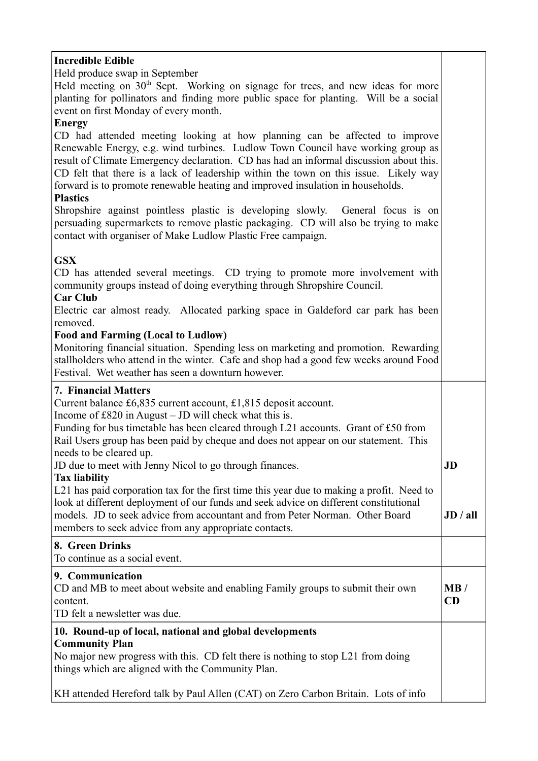| | |
|---|---|
| **Incredible Edible**<br>Held produce swap in September<br>Held meeting on 30th Sept. Working on signage for trees, and new ideas for more planting for pollinators and finding more public space for planting. Will be a social event on first Monday of every month.<br>**Energy**<br>CD had attended meeting looking at how planning can be affected to improve Renewable Energy, e.g. wind turbines. Ludlow Town Council have working group as result of Climate Emergency declaration. CD has had an informal discussion about this. CD felt that there is a lack of leadership within the town on this issue. Likely way forward is to promote renewable heating and improved insulation in households.<br>**Plastics**<br>Shropshire against pointless plastic is developing slowly. General focus is on persuading supermarkets to remove plastic packaging. CD will also be trying to make contact with organiser of Make Ludlow Plastic Free campaign.<br><br>**GSX**<br>CD has attended several meetings. CD trying to promote more involvement with community groups instead of doing everything through Shropshire Council.<br>**Car Club**<br>Electric car almost ready. Allocated parking space in Galdeford car park has been removed.<br>**Food and Farming (Local to Ludlow)**<br>Monitoring financial situation. Spending less on marketing and promotion. Rewarding stallholders who attend in the winter. Cafe and shop had a good few weeks around Food Festival. Wet weather has seen a downturn however. | |
| **7. Financial Matters**<br>Current balance £6,835 current account, £1,815 deposit account.<br>Income of £820 in August – JD will check what this is.<br>Funding for bus timetable has been cleared through L21 accounts. Grant of £50 from Rail Users group has been paid by cheque and does not appear on our statement. This needs to be cleared up.<br>JD due to meet with Jenny Nicol to go through finances.<br>**Tax liability**<br>L21 has paid corporation tax for the first time this year due to making a profit. Need to look at different deployment of our funds and seek advice on different constitutional models. JD to seek advice from accountant and from Peter Norman. Other Board members to seek advice from any appropriate contacts. | **JD**<br><br>**JD / all** |
| **8. Green Drinks**<br>To continue as a social event. | |
| **9. Communication**<br>CD and MB to meet about website and enabling Family groups to submit their own content.<br>TD felt a newsletter was due. | **MB / CD** |
| **10. Round-up of local, national and global developments**<br>**Community Plan**<br>No major new progress with this. CD felt there is nothing to stop L21 from doing things which are aligned with the Community Plan.<br><br>KH attended Hereford talk by Paul Allen (CAT) on Zero Carbon Britain. Lots of info | |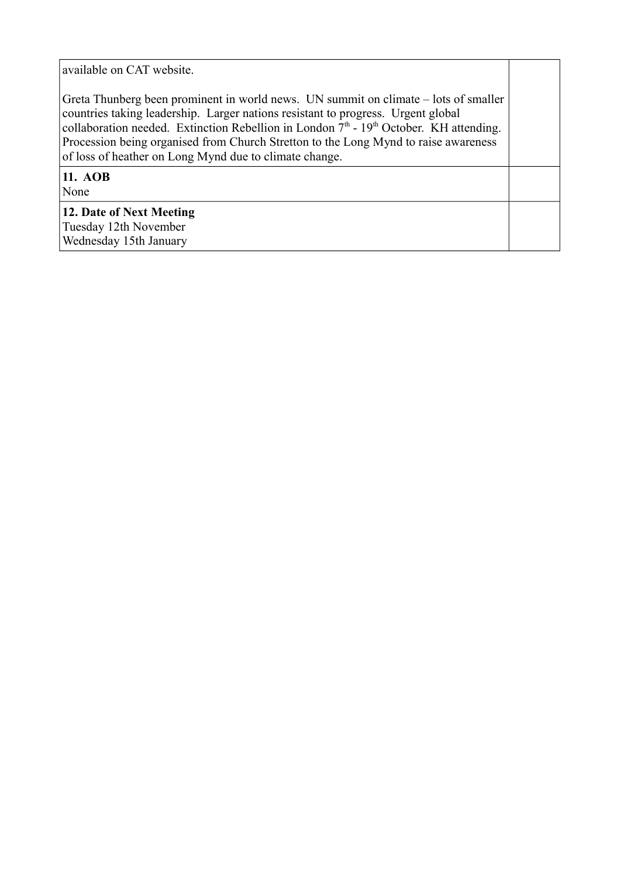| | |
|---|---|
| available on CAT website.<br><br>Greta Thunberg been prominent in world news. UN summit on climate – lots of smaller countries taking leadership. Larger nations resistant to progress. Urgent global collaboration needed. Extinction Rebellion in London 7th - 19th October. KH attending. Procession being organised from Church Stretton to the Long Mynd to raise awareness of loss of heather on Long Mynd due to climate change. | |
| **11. AOB**<br>None | |
| **12. Date of Next Meeting**<br>Tuesday 12th November<br>Wednesday 15th January | |